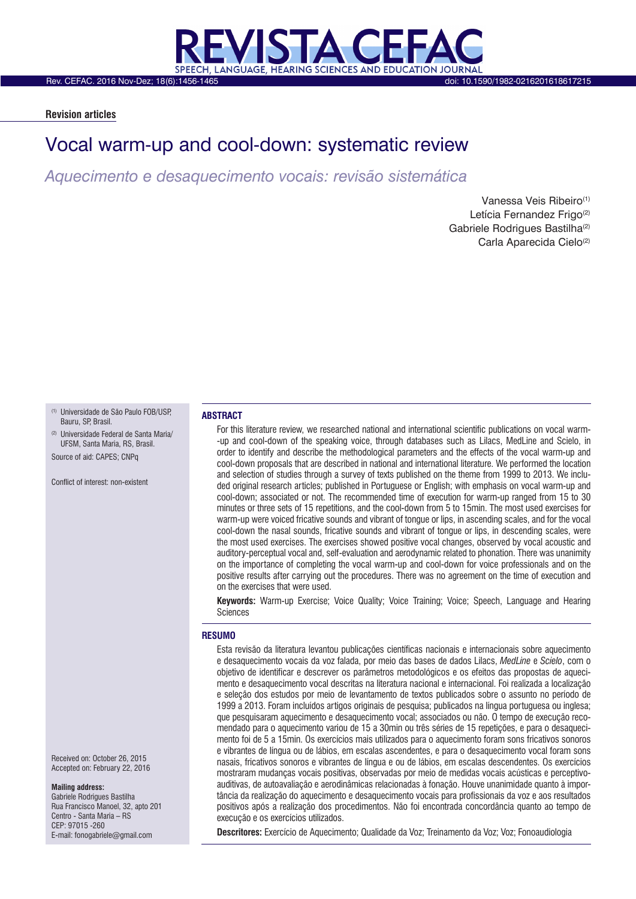**Revision articles**

# Vocal warm-up and cool-down: systematic review

*Aquecimento e desaquecimento vocais: revisão sistemática*

Vanessa Veis Ribeiro[1]
Letícia Fernandez Frigo[2]
Gabriele Rodrigues Bastilha[2]
Carla Aparecida Cielo[2]

[1] Universidade de São Paulo FOB/USP, Bauru, SP, Brasil.

[2] Universidade Federal de Santa Maria/ UFSM, Santa Maria, RS, Brasil.

Source of aid: CAPES; CNPq

Conflict of interest: non-existent

## ABSTRACT

For this literature review, we researched national and international scientific publications on vocal warm-up and cool-down of the speaking voice, through databases such as Lilacs, MedLine and Scielo, in order to identify and describe the methodological parameters and the effects of the vocal warm-up and cool-down proposals that are described in national and international literature. We performed the location and selection of studies through a survey of texts published on the theme from 1999 to 2013. We included original research articles; published in Portuguese or English; with emphasis on vocal warm-up and cool-down; associated or not. The recommended time of execution for warm-up ranged from 15 to 30 minutes or three sets of 15 repetitions, and the cool-down from 5 to 15min. The most used exercises for warm-up were voiced fricative sounds and vibrant of tongue or lips, in ascending scales, and for the vocal cool-down the nasal sounds, fricative sounds and vibrant of tongue or lips, in descending scales, were the most used exercises. The exercises showed positive vocal changes, observed by vocal acoustic and auditory-perceptual vocal and, self-evaluation and aerodynamic related to phonation. There was unanimity on the importance of completing the vocal warm-up and cool-down for voice professionals and on the positive results after carrying out the procedures. There was no agreement on the time of execution and on the exercises that were used.

**Keywords:** Warm-up Exercise; Voice Quality; Voice Training; Voice; Speech, Language and Hearing Sciences

## RESUMO

Esta revisão da literatura levantou publicações científicas nacionais e internacionais sobre aquecimento e desaquecimento vocais da voz falada, por meio das bases de dados Lilacs, *MedLine* e *Scielo*, com o objetivo de identificar e descrever os parâmetros metodológicos e os efeitos das propostas de aquecimento e desaquecimento vocal descritas na literatura nacional e internacional. Foi realizada a localização e seleção dos estudos por meio de levantamento de textos publicados sobre o assunto no período de 1999 a 2013. Foram incluídos artigos originais de pesquisa; publicados na língua portuguesa ou inglesa; que pesquisaram aquecimento e desaquecimento vocal; associados ou não. O tempo de execução recomendado para o aquecimento variou de 15 a 30min ou três séries de 15 repetições, e para o desaquecimento foi de 5 a 15min. Os exercícios mais utilizados para o aquecimento foram sons fricativos sonoros e vibrantes de língua ou de lábios, em escalas ascendentes, e para o desaquecimento vocal foram sons nasais, fricativos sonoros e vibrantes de língua e ou de lábios, em escalas descendentes. Os exercícios mostraram mudanças vocais positivas, observadas por meio de medidas vocais acústicas e perceptivo-auditivas, de autoavaliação e aerodinâmicas relacionadas à fonação. Houve unanimidade quanto à importância da realização do aquecimento e desaquecimento vocais para profissionais da voz e aos resultados positivos após a realização dos procedimentos. Não foi encontrada concordância quanto ao tempo de execução e os exercícios utilizados.

**Descritores:** Exercício de Aquecimento; Qualidade da Voz; Treinamento da Voz; Voz; Fonoaudiologia

Received on: October 26, 2015
Accepted on: February 22, 2016

**Mailing address:**
Gabriele Rodrigues Bastilha
Rua Francisco Manoel, 32, apto 201
Centro - Santa Maria – RS
CEP: 97015 -260
E-mail: fonogabriele@gmail.com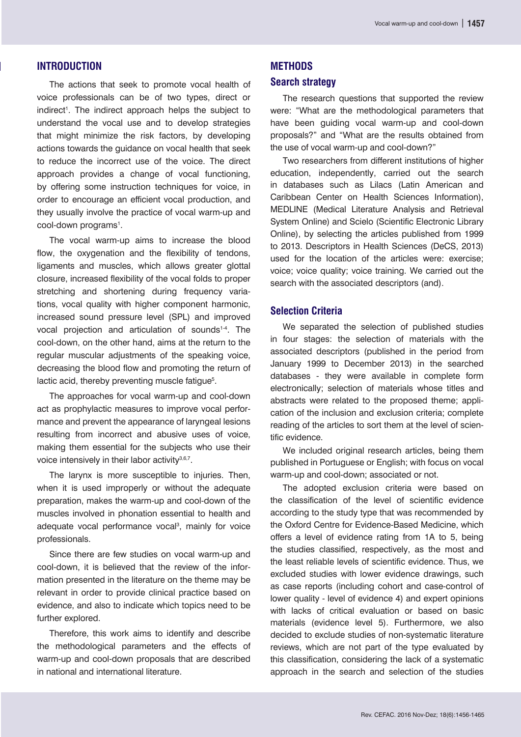## INTRODUCTION

The actions that seek to promote vocal health of voice professionals can be of two types, direct or indirect[1]. The indirect approach helps the subject to understand the vocal use and to develop strategies that might minimize the risk factors, by developing actions towards the guidance on vocal health that seek to reduce the incorrect use of the voice. The direct approach provides a change of vocal functioning, by offering some instruction techniques for voice, in order to encourage an efficient vocal production, and they usually involve the practice of vocal warm-up and cool-down programs[1].

The vocal warm-up aims to increase the blood flow, the oxygenation and the flexibility of tendons, ligaments and muscles, which allows greater glottal closure, increased flexibility of the vocal folds to proper stretching and shortening during frequency variations, vocal quality with higher component harmonic, increased sound pressure level (SPL) and improved vocal projection and articulation of sounds[1-4]. The cool-down, on the other hand, aims at the return to the regular muscular adjustments of the speaking voice, decreasing the blood flow and promoting the return of lactic acid, thereby preventing muscle fatigue[5].

The approaches for vocal warm-up and cool-down act as prophylactic measures to improve vocal performance and prevent the appearance of laryngeal lesions resulting from incorrect and abusive uses of voice, making them essential for the subjects who use their voice intensively in their labor activity[3,6,7].

The larynx is more susceptible to injuries. Then, when it is used improperly or without the adequate preparation, makes the warm-up and cool-down of the muscles involved in phonation essential to health and adequate vocal performance vocal[3], mainly for voice professionals.

Since there are few studies on vocal warm-up and cool-down, it is believed that the review of the information presented in the literature on the theme may be relevant in order to provide clinical practice based on evidence, and also to indicate which topics need to be further explored.

Therefore, this work aims to identify and describe the methodological parameters and the effects of warm-up and cool-down proposals that are described in national and international literature.

## METHODS

### Search strategy

The research questions that supported the review were: "What are the methodological parameters that have been guiding vocal warm-up and cool-down proposals?" and "What are the results obtained from the use of vocal warm-up and cool-down?"

Two researchers from different institutions of higher education, independently, carried out the search in databases such as Lilacs (Latin American and Caribbean Center on Health Sciences Information), MEDLINE (Medical Literature Analysis and Retrieval System Online) and Scielo (Scientific Electronic Library Online), by selecting the articles published from 1999 to 2013. Descriptors in Health Sciences (DeCS, 2013) used for the location of the articles were: exercise; voice; voice quality; voice training. We carried out the search with the associated descriptors (and).

### Selection Criteria

We separated the selection of published studies in four stages: the selection of materials with the associated descriptors (published in the period from January 1999 to December 2013) in the searched databases - they were available in complete form electronically; selection of materials whose titles and abstracts were related to the proposed theme; application of the inclusion and exclusion criteria; complete reading of the articles to sort them at the level of scientific evidence.

We included original research articles, being them published in Portuguese or English; with focus on vocal warm-up and cool-down; associated or not.

The adopted exclusion criteria were based on the classification of the level of scientific evidence according to the study type that was recommended by the Oxford Centre for Evidence-Based Medicine, which offers a level of evidence rating from 1A to 5, being the studies classified, respectively, as the most and the least reliable levels of scientific evidence. Thus, we excluded studies with lower evidence drawings, such as case reports (including cohort and case-control of lower quality - level of evidence 4) and expert opinions with lacks of critical evaluation or based on basic materials (evidence level 5). Furthermore, we also decided to exclude studies of non-systematic literature reviews, which are not part of the type evaluated by this classification, considering the lack of a systematic approach in the search and selection of the studies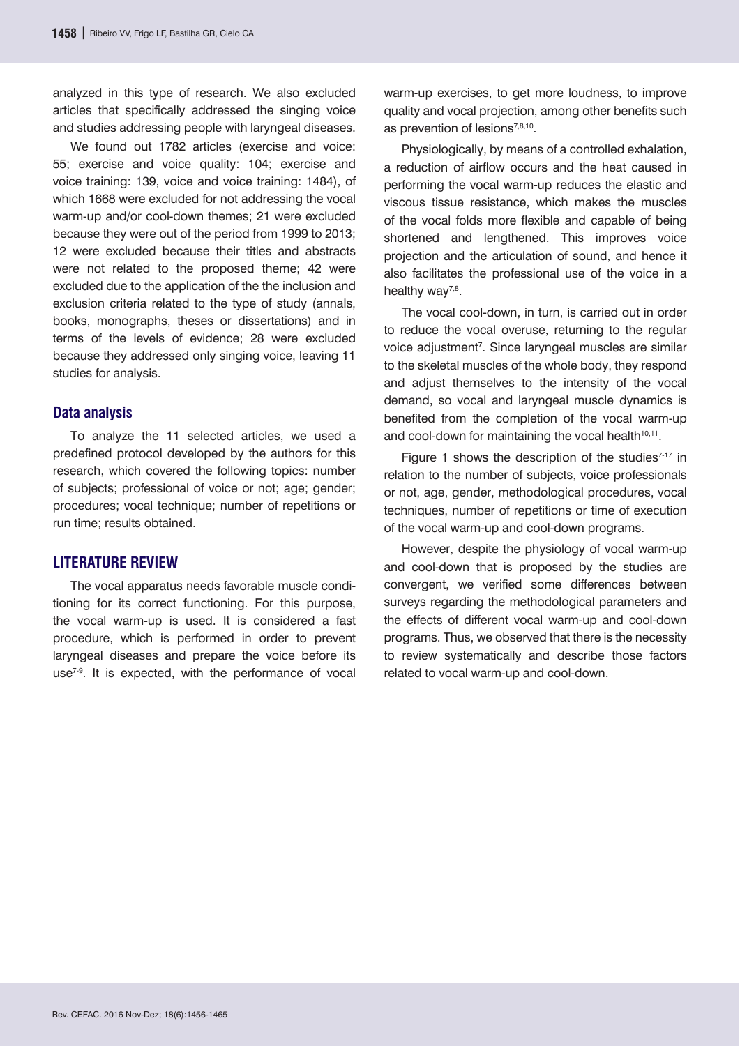analyzed in this type of research. We also excluded articles that specifically addressed the singing voice and studies addressing people with laryngeal diseases.

We found out 1782 articles (exercise and voice: 55; exercise and voice quality: 104; exercise and voice training: 139, voice and voice training: 1484), of which 1668 were excluded for not addressing the vocal warm-up and/or cool-down themes; 21 were excluded because they were out of the period from 1999 to 2013; 12 were excluded because their titles and abstracts were not related to the proposed theme; 42 were excluded due to the application of the the inclusion and exclusion criteria related to the type of study (annals, books, monographs, theses or dissertations) and in terms of the levels of evidence; 28 were excluded because they addressed only singing voice, leaving 11 studies for analysis.

### Data analysis

To analyze the 11 selected articles, we used a predefined protocol developed by the authors for this research, which covered the following topics: number of subjects; professional of voice or not; age; gender; procedures; vocal technique; number of repetitions or run time; results obtained.

## LITERATURE REVIEW

The vocal apparatus needs favorable muscle conditioning for its correct functioning. For this purpose, the vocal warm-up is used. It is considered a fast procedure, which is performed in order to prevent laryngeal diseases and prepare the voice before its use[7-9]. It is expected, with the performance of vocal warm-up exercises, to get more loudness, to improve quality and vocal projection, among other benefits such as prevention of lesions[7,8,10].

Physiologically, by means of a controlled exhalation, a reduction of airflow occurs and the heat caused in performing the vocal warm-up reduces the elastic and viscous tissue resistance, which makes the muscles of the vocal folds more flexible and capable of being shortened and lengthened. This improves voice projection and the articulation of sound, and hence it also facilitates the professional use of the voice in a healthy way[7,8].

The vocal cool-down, in turn, is carried out in order to reduce the vocal overuse, returning to the regular voice adjustment[7]. Since laryngeal muscles are similar to the skeletal muscles of the whole body, they respond and adjust themselves to the intensity of the vocal demand, so vocal and laryngeal muscle dynamics is benefited from the completion of the vocal warm-up and cool-down for maintaining the vocal health[10,11].

Figure 1 shows the description of the studies[7-17] in relation to the number of subjects, voice professionals or not, age, gender, methodological procedures, vocal techniques, number of repetitions or time of execution of the vocal warm-up and cool-down programs.

However, despite the physiology of vocal warm-up and cool-down that is proposed by the studies are convergent, we verified some differences between surveys regarding the methodological parameters and the effects of different vocal warm-up and cool-down programs. Thus, we observed that there is the necessity to review systematically and describe those factors related to vocal warm-up and cool-down.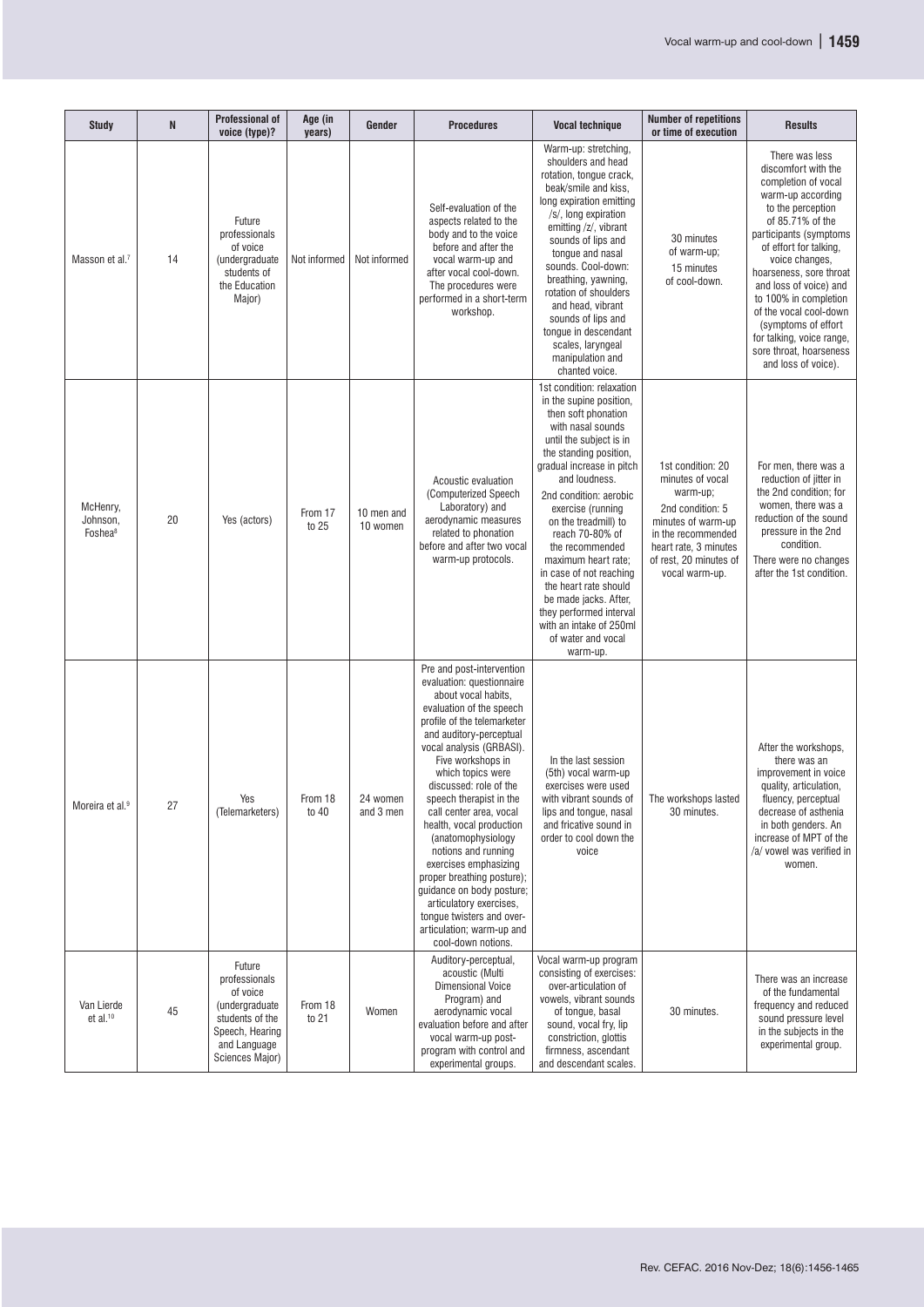| Study | N | Professional of voice (type)? | Age (in years) | Gender | Procedures | Vocal technique | Number of repetitions or time of execution | Results |
|---|---|---|---|---|---|---|---|---|
| Masson et al.[7] | 14 | Future professionals of voice (undergraduate students of the Education Major) | Not informed | Not informed | Self-evaluation of the aspects related to the body and to the voice before and after the vocal warm-up and after vocal cool-down. The procedures were performed in a short-term workshop. | Warm-up: stretching, shoulders and head rotation, tongue crack, beak/smile and kiss, long expiration emitting /s/, long expiration emitting /z/, vibrant sounds of lips and tongue and nasal sounds. Cool-down: breathing, yawning, rotation of shoulders and head, vibrant sounds of lips and tongue in descendant scales, laryngeal manipulation and chanted voice. | 30 minutes of warm-up; 15 minutes of cool-down. | There was less discomfort with the completion of vocal warm-up according to the perception of 85.71% of the participants (symptoms of effort for talking, voice changes, hoarseness, sore throat and loss of voice) and to 100% in completion of the vocal cool-down (symptoms of effort for talking, voice range, sore throat, hoarseness and loss of voice). |
| McHenry, Johnson, Foshea[8] | 20 | Yes (actors) | From 17 to 25 | 10 men and 10 women | Acoustic evaluation (Computerized Speech Laboratory) and aerodynamic measures related to phonation before and after two vocal warm-up protocols. | 1st condition: relaxation in the supine position, then soft phonation with nasal sounds until the subject is in the standing position, gradual increase in pitch and loudness. 2nd condition: aerobic exercise (running on the treadmill) to reach 70-80% of the recommended maximum heart rate; in case of not reaching the heart rate should be made jacks. After, they performed interval with an intake of 250ml of water and vocal warm-up. | 1st condition: 20 minutes of vocal warm-up; 2nd condition: 5 minutes of warm-up in the recommended heart rate, 3 minutes of rest, 20 minutes of vocal warm-up. | For men, there was a reduction of jitter in the 2nd condition; for women, there was a reduction of the sound pressure in the 2nd condition. There were no changes after the 1st condition. |
| Moreira et al.[9] | 27 | Yes (Telemarketers) | From 18 to 40 | 24 women and 3 men | Pre and post-intervention evaluation: questionnaire about vocal habits, evaluation of the speech profile of the telemarketer and auditory-perceptual vocal analysis (GRBASI). Five workshops in which topics were discussed: role of the speech therapist in the call center area, vocal health, vocal production (anatomophysiology notions and running exercises emphasizing proper breathing posture); guidance on body posture; articulatory exercises, tongue twisters and over-articulation; warm-up and cool-down notions. | In the last session (5th) vocal warm-up exercises were used with vibrant sounds of lips and tongue, nasal and fricative sound in order to cool down the voice | The workshops lasted 30 minutes. | After the workshops, there was an improvement in voice quality, articulation, fluency, perceptual decrease of asthenia in both genders. An increase of MPT of the /a/ vowel was verified in women. |
| Van Lierde et al.[10] | 45 | Future professionals of voice (undergraduate students of the Speech, Hearing and Language Sciences Major) | From 18 to 21 | Women | Auditory-perceptual, acoustic (Multi Dimensional Voice Program) and aerodynamic vocal evaluation before and after vocal warm-up post-program with control and experimental groups. | Vocal warm-up program consisting of exercises: over-articulation of vowels, vibrant sounds of tongue, basal sound, vocal fry, lip constriction, glottis firmness, ascendant and descendant scales. | 30 minutes. | There was an increase of the fundamental frequency and reduced sound pressure level in the subjects in the experimental group. |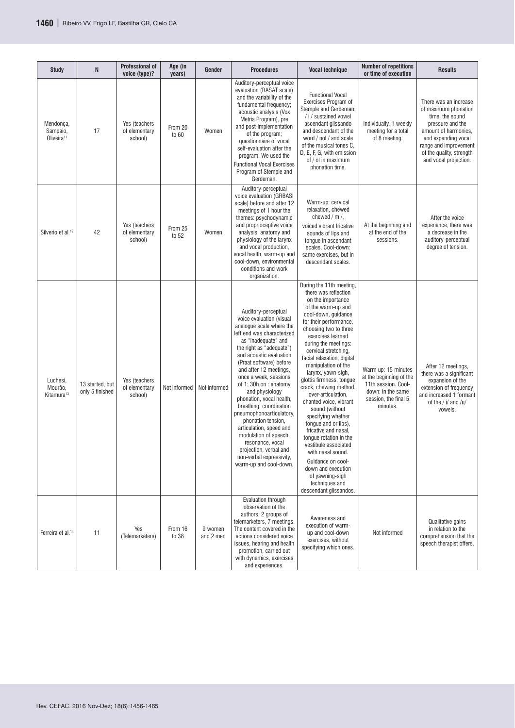| Study | N | Professional of voice (type)? | Age (in years) | Gender | Procedures | Vocal technique | Number of repetitions or time of execution | Results |
|---|---|---|---|---|---|---|---|---|
| Mendonça, Sampaio, Oliveira[11] | 17 | Yes (teachers of elementary school) | From 20 to 60 | Women | Auditory-perceptual voice evaluation (RASAT scale) and the variability of the fundamental frequency; acoustic analysis (Vox Metria Program), pre and post-implementation of the program; questionnaire of vocal self-evaluation after the program. We used the Functional Vocal Exercises Program of Stemple and Gerdeman. | Functional Vocal Exercises Program of Stemple and Gerdeman: / i / sustained vowel ascendant glissando and descendant of the word / nol / and scale of the musical tones C, D, E, F, G, with emission of / ol in maximum phonation time. | Individually, 1 weekly meeting for a total of 8 meeting. | There was an increase of maximum phonation time, the sound pressure and the amount of harmonics, and expanding vocal range and improvement of the quality, strength and vocal projection. |
| Silverio et al.[12] | 42 | Yes (teachers of elementary school) | From 25 to 52 | Women | Auditory-perceptual voice evaluation (GRBASI scale) before and after 12 meetings of 1 hour the themes: psychodynamic and proprioceptive voice analysis, anatomy and physiology of the larynx and vocal production, vocal health, warm-up and cool-down, environmental conditions and work organization. | Warm-up: cervical relaxation, chewed chewed / m /, voiced vibrant fricative sounds of lips and tongue in ascendant scales. Cool-down: same exercises, but in descendant scales. | At the beginning and at the end of the sessions. | After the voice experience, there was a decrease in the auditory-perceptual degree of tension. |
| Luchesi, Mourão, Kitamura[13] | 13 started, but only 5 finished | Yes (teachers of elementary school) | Not informed | Not informed | Auditory-perceptual voice evaluation (visual analogue scale where the left end was characterized as "inadequate" and the right as "adequate") and acoustic evaluation (Praat software) before and after 12 meetings, once a week, sessions of 1: 30h on : anatomy and physiology phonation, vocal health, breathing, coordination pneumophonoarticulatory, phonation tension, articulation, speed and modulation of speech, resonance, vocal projection, verbal and non-verbal expressivity, warm-up and cool-down. | During the 11th meeting, there was reflection on the importance of the warm-up and cool-down, guidance for their performance, choosing two to three exercises learned during the meetings: cervical stretching, facial relaxation, digital manipulation of the larynx, yawn-sigh, glottis firmness, tongue crack, chewing method, over-articulation, chanted voice, vibrant sound (without specifying whether tongue and or lips), fricative and nasal, tongue rotation in the vestibule associated with nasal sound. Guidance on cool-down and execution of yawning-sigh techniques and descendant glissandos. | Warm up: 15 minutes at the beginning of the 11th session. Cool-down: in the same session, the final 5 minutes. | After 12 meetings, there was a significant expansion of the extension of frequency and increased 1 formant of the / i/ and /u/ vowels. |
| Ferreira et al.[14] | 11 | Yes (Telemarketers) | From 16 to 38 | 9 women and 2 men | Evaluation through observation of the authors. 2 groups of telemarketers, 7 meetings. The content covered in the actions considered voice issues, hearing and health promotion, carried out with dynamics, exercises and experiences. | Awareness and execution of warm-up and cool-down exercises, without specifying which ones. | Not informed | Qualitative gains in relation to the comprehension that the speech therapist offers. |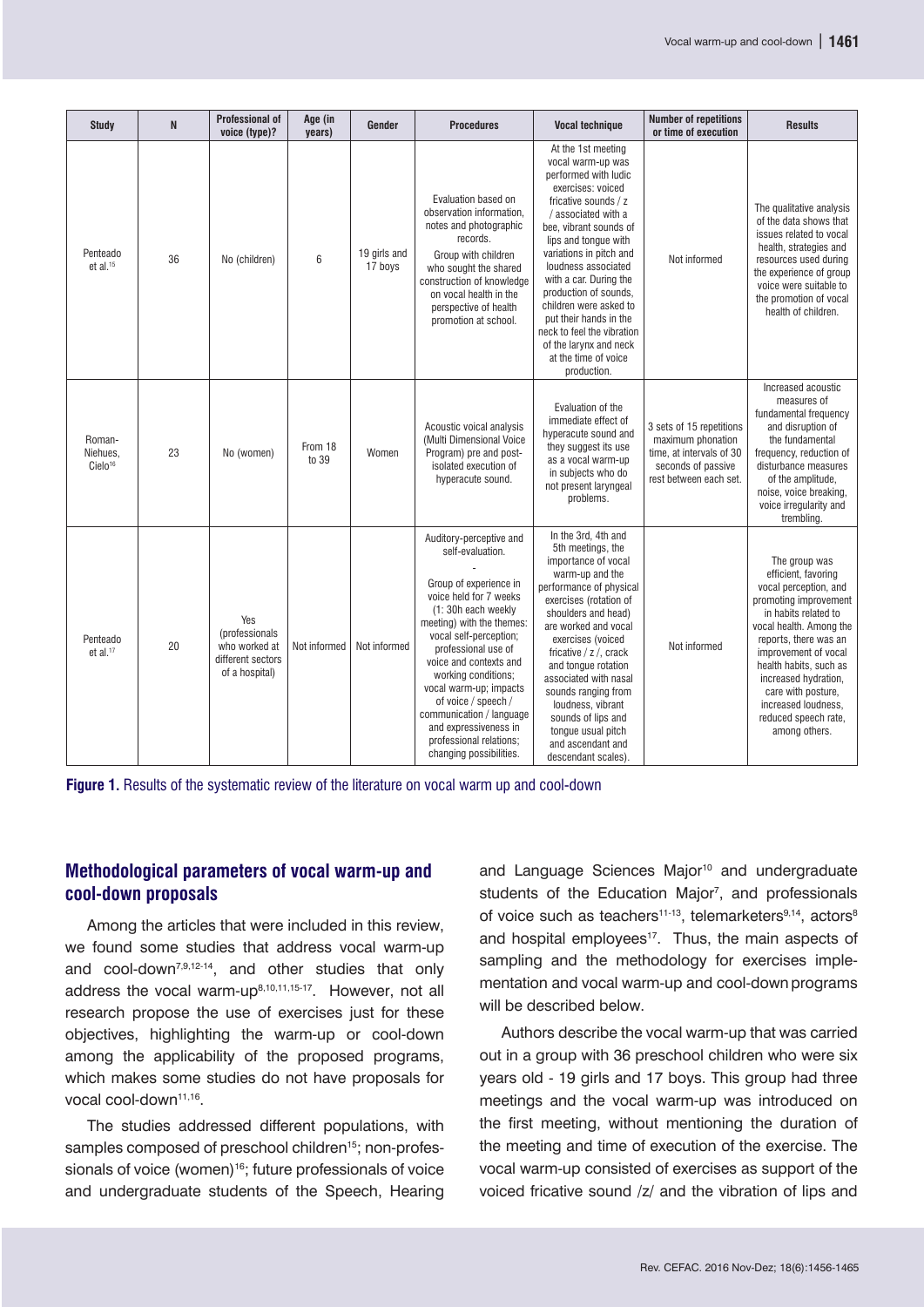| Study | N | Professional of voice (type)? | Age (in years) | Gender | Procedures | Vocal technique | Number of repetitions or time of execution | Results |
|---|---|---|---|---|---|---|---|---|
| Penteado et al.[15] | 36 | No (children) | 6 | 19 girls and 17 boys | Evaluation based on observation information, notes and photographic records. Group with children who sought the shared construction of knowledge on vocal health in the perspective of health promotion at school. | At the 1st meeting vocal warm-up was performed with ludic exercises: voiced fricative sounds / z / associated with a bee, vibrant sounds of lips and tongue with variations in pitch and loudness associated with a car. During the production of sounds, children were asked to put their hands in the neck to feel the vibration of the larynx and neck at the time of voice production. | Not informed | The qualitative analysis of the data shows that issues related to vocal health, strategies and resources used during the experience of group voice were suitable to the promotion of vocal health of children. |
| Roman-Niehues, Cielo[16] | 23 | No (women) | From 18 to 39 | Women | Acoustic voical analysis (Multi Dimensional Voice Program) pre and post-isolated execution of hyperacute sound. | Evaluation of the immediate effect of hyperacute sound and they suggest its use as a vocal warm-up in subjects who do not present laryngeal problems. | 3 sets of 15 repetitions maximum phonation time, at intervals of 30 seconds of passive rest between each set. | Increased acoustic measures of fundamental frequency and disruption of the fundamental frequency, reduction of disturbance measures of the amplitude, noise, voice breaking, voice irregularity and trembling. |
| Penteado et al.[17] | 20 | Yes (professionals who worked at different sectors of a hospital) | Not informed | Not informed | Auditory-perceptive and self-evaluation. - Group of experience in voice held for 7 weeks (1: 30h each weekly meeting) with the themes: vocal self-perception; professional use of voice and contexts and working conditions; vocal warm-up; impacts of voice / speech / communication / language and expressiveness in professional relations; changing possibilities. | In the 3rd, 4th and 5th meetings, the importance of vocal warm-up and the performance of physical exercises (rotation of shoulders and head) are worked and vocal exercises (voiced fricative / z /, crack and tongue rotation associated with nasal sounds ranging from loudness, vibrant sounds of lips and tongue usual pitch and ascendant and descendant scales). | Not informed | The group was efficient, favoring vocal perception, and promoting improvement in habits related to vocal health. Among the reports, there was an improvement of vocal health habits, such as increased hydration, care with posture, increased loudness, reduced speech rate, among others. |

**Figure 1.** Results of the systematic review of the literature on vocal warm up and cool-down

## Methodological parameters of vocal warm-up and cool-down proposals

Among the articles that were included in this review, we found some studies that address vocal warm-up and cool-down[7,9,12-14], and other studies that only address the vocal warm-up[8,10,11,15-17]. However, not all research propose the use of exercises just for these objectives, highlighting the warm-up or cool-down among the applicability of the proposed programs, which makes some studies do not have proposals for vocal cool-down[11,16].

The studies addressed different populations, with samples composed of preschool children[15]; non-professionals of voice (women)[16]; future professionals of voice and undergraduate students of the Speech, Hearing and Language Sciences Major[10] and undergraduate students of the Education Major[7], and professionals of voice such as teachers[11-13], telemarketers[9,14], actors[8] and hospital employees[17]. Thus, the main aspects of sampling and the methodology for exercises implementation and vocal warm-up and cool-down programs will be described below.

Authors describe the vocal warm-up that was carried out in a group with 36 preschool children who were six years old - 19 girls and 17 boys. This group had three meetings and the vocal warm-up was introduced on the first meeting, without mentioning the duration of the meeting and time of execution of the exercise. The vocal warm-up consisted of exercises as support of the voiced fricative sound /z/ and the vibration of lips and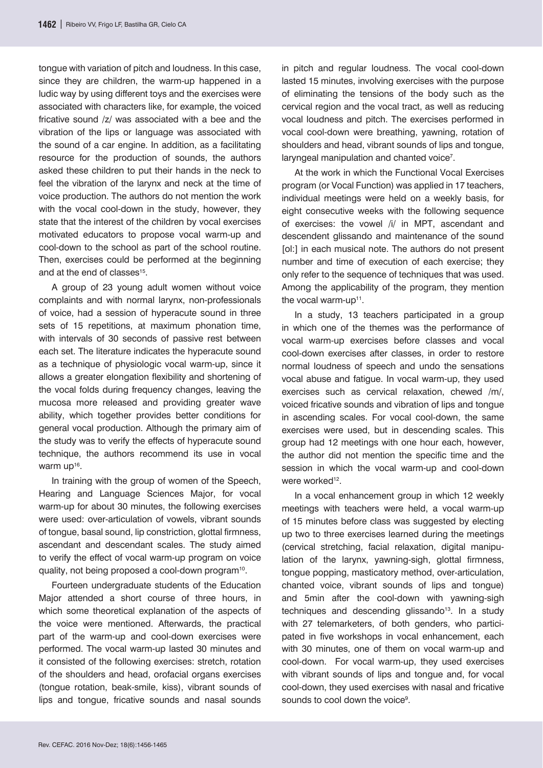tongue with variation of pitch and loudness. In this case, since they are children, the warm-up happened in a ludic way by using different toys and the exercises were associated with characters like, for example, the voiced fricative sound /z/ was associated with a bee and the vibration of the lips or language was associated with the sound of a car engine. In addition, as a facilitating resource for the production of sounds, the authors asked these children to put their hands in the neck to feel the vibration of the larynx and neck at the time of voice production. The authors do not mention the work with the vocal cool-down in the study, however, they state that the interest of the children by vocal exercises motivated educators to propose vocal warm-up and cool-down to the school as part of the school routine. Then, exercises could be performed at the beginning and at the end of classes[15].

A group of 23 young adult women without voice complaints and with normal larynx, non-professionals of voice, had a session of hyperacute sound in three sets of 15 repetitions, at maximum phonation time, with intervals of 30 seconds of passive rest between each set. The literature indicates the hyperacute sound as a technique of physiologic vocal warm-up, since it allows a greater elongation flexibility and shortening of the vocal folds during frequency changes, leaving the mucosa more released and providing greater wave ability, which together provides better conditions for general vocal production. Although the primary aim of the study was to verify the effects of hyperacute sound technique, the authors recommend its use in vocal warm up[16].

In training with the group of women of the Speech, Hearing and Language Sciences Major, for vocal warm-up for about 30 minutes, the following exercises were used: over-articulation of vowels, vibrant sounds of tongue, basal sound, lip constriction, glottal firmness, ascendant and descendant scales. The study aimed to verify the effect of vocal warm-up program on voice quality, not being proposed a cool-down program[10].

Fourteen undergraduate students of the Education Major attended a short course of three hours, in which some theoretical explanation of the aspects of the voice were mentioned. Afterwards, the practical part of the warm-up and cool-down exercises were performed. The vocal warm-up lasted 30 minutes and it consisted of the following exercises: stretch, rotation of the shoulders and head, orofacial organs exercises (tongue rotation, beak-smile, kiss), vibrant sounds of lips and tongue, fricative sounds and nasal sounds in pitch and regular loudness. The vocal cool-down lasted 15 minutes, involving exercises with the purpose of eliminating the tensions of the body such as the cervical region and the vocal tract, as well as reducing vocal loudness and pitch. The exercises performed in vocal cool-down were breathing, yawning, rotation of shoulders and head, vibrant sounds of lips and tongue, laryngeal manipulation and chanted voice[7].

At the work in which the Functional Vocal Exercises program (or Vocal Function) was applied in 17 teachers, individual meetings were held on a weekly basis, for eight consecutive weeks with the following sequence of exercises: the vowel /i/ in MPT, ascendant and descendent glissando and maintenance of the sound [ol:] in each musical note. The authors do not present number and time of execution of each exercise; they only refer to the sequence of techniques that was used. Among the applicability of the program, they mention the vocal warm-up[11].

In a study, 13 teachers participated in a group in which one of the themes was the performance of vocal warm-up exercises before classes and vocal cool-down exercises after classes, in order to restore normal loudness of speech and undo the sensations vocal abuse and fatigue. In vocal warm-up, they used exercises such as cervical relaxation, chewed /m/, voiced fricative sounds and vibration of lips and tongue in ascending scales. For vocal cool-down, the same exercises were used, but in descending scales. This group had 12 meetings with one hour each, however, the author did not mention the specific time and the session in which the vocal warm-up and cool-down were worked[12].

In a vocal enhancement group in which 12 weekly meetings with teachers were held, a vocal warm-up of 15 minutes before class was suggested by electing up two to three exercises learned during the meetings (cervical stretching, facial relaxation, digital manipulation of the larynx, yawning-sigh, glottal firmness, tongue popping, masticatory method, over-articulation, chanted voice, vibrant sounds of lips and tongue) and 5min after the cool-down with yawning-sigh techniques and descending glissando[13]. In a study with 27 telemarketers, of both genders, who participated in five workshops in vocal enhancement, each with 30 minutes, one of them on vocal warm-up and cool-down. For vocal warm-up, they used exercises with vibrant sounds of lips and tongue and, for vocal cool-down, they used exercises with nasal and fricative sounds to cool down the voice[9].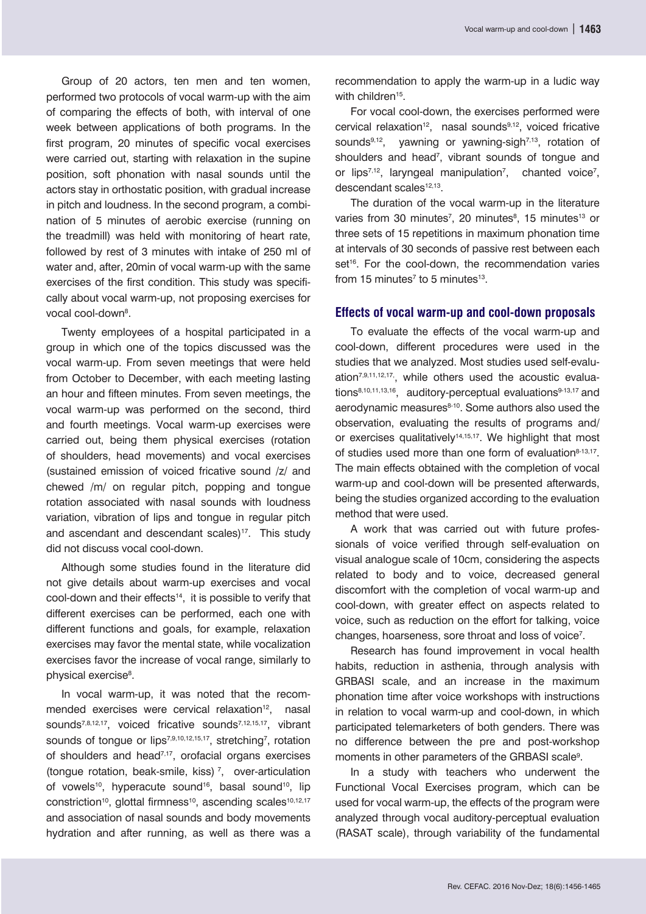Group of 20 actors, ten men and ten women, performed two protocols of vocal warm-up with the aim of comparing the effects of both, with interval of one week between applications of both programs. In the first program, 20 minutes of specific vocal exercises were carried out, starting with relaxation in the supine position, soft phonation with nasal sounds until the actors stay in orthostatic position, with gradual increase in pitch and loudness. In the second program, a combination of 5 minutes of aerobic exercise (running on the treadmill) was held with monitoring of heart rate, followed by rest of 3 minutes with intake of 250 ml of water and, after, 20min of vocal warm-up with the same exercises of the first condition. This study was specifically about vocal warm-up, not proposing exercises for vocal cool-down[8].

Twenty employees of a hospital participated in a group in which one of the topics discussed was the vocal warm-up. From seven meetings that were held from October to December, with each meeting lasting an hour and fifteen minutes. From seven meetings, the vocal warm-up was performed on the second, third and fourth meetings. Vocal warm-up exercises were carried out, being them physical exercises (rotation of shoulders, head movements) and vocal exercises (sustained emission of voiced fricative sound /z/ and chewed /m/ on regular pitch, popping and tongue rotation associated with nasal sounds with loudness variation, vibration of lips and tongue in regular pitch and ascendant and descendant scales)[17]. This study did not discuss vocal cool-down.

Although some studies found in the literature did not give details about warm-up exercises and vocal cool-down and their effects[14], it is possible to verify that different exercises can be performed, each one with different functions and goals, for example, relaxation exercises may favor the mental state, while vocalization exercises favor the increase of vocal range, similarly to physical exercise[8].

In vocal warm-up, it was noted that the recommended exercises were cervical relaxation[12], nasal sounds[7,8,12,17], voiced fricative sounds[7,12,15,17], vibrant sounds of tongue or lips[7,9,10,12,15,17], stretching[7], rotation of shoulders and head[7,17], orofacial organs exercises (tongue rotation, beak-smile, kiss) [7], over-articulation of vowels[10], hyperacute sound[16], basal sound[10], lip constriction[10], glottal firmness[10], ascending scales[10,12,17] and association of nasal sounds and body movements hydration and after running, as well as there was a recommendation to apply the warm-up in a ludic way with children[15].

For vocal cool-down, the exercises performed were cervical relaxation[12], nasal sounds[9,12], voiced fricative sounds[9,12], yawning or yawning-sigh[7,13], rotation of shoulders and head[7], vibrant sounds of tongue and or lips[7,12], laryngeal manipulation[7], chanted voice[7], descendant scales[12,13].

The duration of the vocal warm-up in the literature varies from 30 minutes[7], 20 minutes[8], 15 minutes[13] or three sets of 15 repetitions in maximum phonation time at intervals of 30 seconds of passive rest between each set[16]. For the cool-down, the recommendation varies from 15 minutes[7] to 5 minutes[13].

## Effects of vocal warm-up and cool-down proposals

To evaluate the effects of the vocal warm-up and cool-down, different procedures were used in the studies that we analyzed. Most studies used self-evaluation[7,9,11,12,17], while others used the acoustic evaluations[8,10,11,13,16], auditory-perceptual evaluations[9-13,17] and aerodynamic measures[8-10]. Some authors also used the observation, evaluating the results of programs and/or exercises qualitatively[14,15,17]. We highlight that most of studies used more than one form of evaluation[8-13,17]. The main effects obtained with the completion of vocal warm-up and cool-down will be presented afterwards, being the studies organized according to the evaluation method that were used.

A work that was carried out with future professionals of voice verified through self-evaluation on visual analogue scale of 10cm, considering the aspects related to body and to voice, decreased general discomfort with the completion of vocal warm-up and cool-down, with greater effect on aspects related to voice, such as reduction on the effort for talking, voice changes, hoarseness, sore throat and loss of voice[7].

Research has found improvement in vocal health habits, reduction in asthenia, through analysis with GRBASI scale, and an increase in the maximum phonation time after voice workshops with instructions in relation to vocal warm-up and cool-down, in which participated telemarketers of both genders. There was no difference between the pre and post-workshop moments in other parameters of the GRBASI scale[9].

In a study with teachers who underwent the Functional Vocal Exercises program, which can be used for vocal warm-up, the effects of the program were analyzed through vocal auditory-perceptual evaluation (RASAT scale), through variability of the fundamental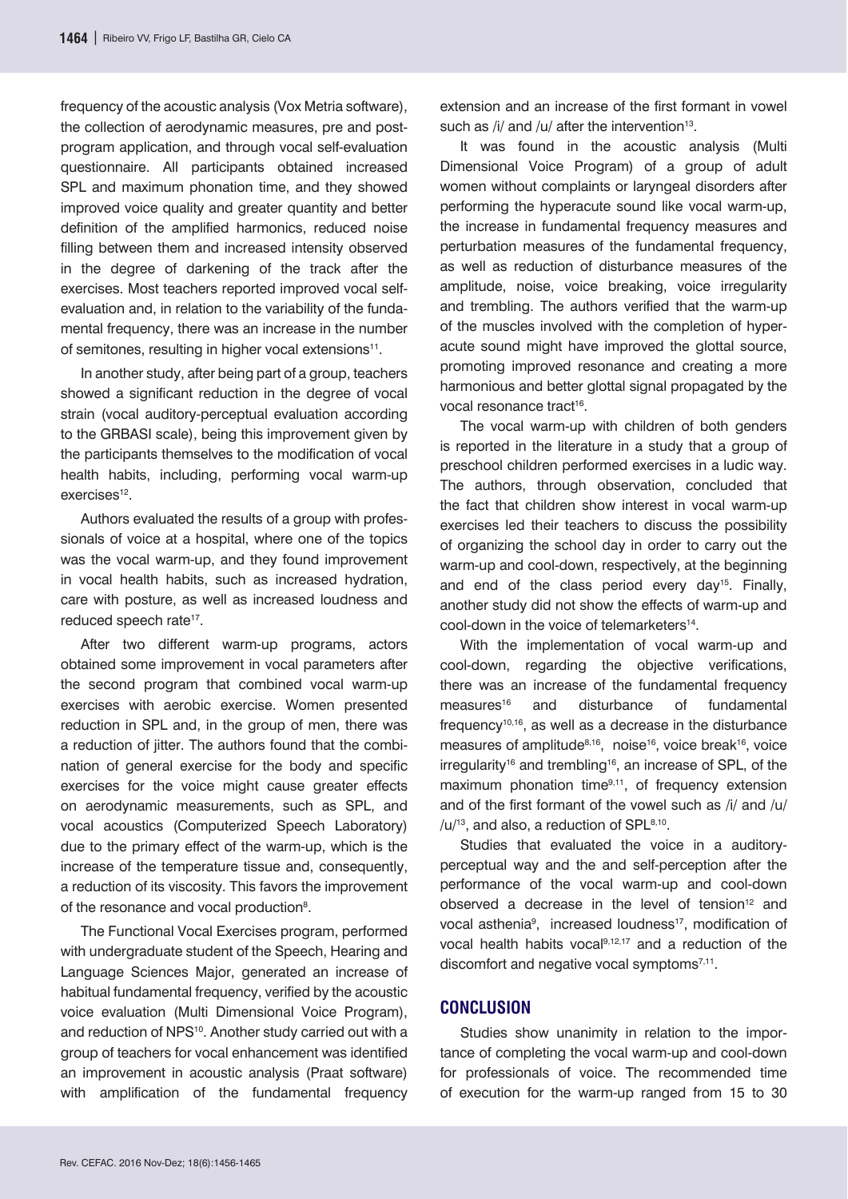frequency of the acoustic analysis (Vox Metria software), the collection of aerodynamic measures, pre and post-program application, and through vocal self-evaluation questionnaire. All participants obtained increased SPL and maximum phonation time, and they showed improved voice quality and greater quantity and better definition of the amplified harmonics, reduced noise filling between them and increased intensity observed in the degree of darkening of the track after the exercises. Most teachers reported improved vocal self-evaluation and, in relation to the variability of the fundamental frequency, there was an increase in the number of semitones, resulting in higher vocal extensions[11].

In another study, after being part of a group, teachers showed a significant reduction in the degree of vocal strain (vocal auditory-perceptual evaluation according to the GRBASI scale), being this improvement given by the participants themselves to the modification of vocal health habits, including, performing vocal warm-up exercises[12].

Authors evaluated the results of a group with professionals of voice at a hospital, where one of the topics was the vocal warm-up, and they found improvement in vocal health habits, such as increased hydration, care with posture, as well as increased loudness and reduced speech rate[17].

After two different warm-up programs, actors obtained some improvement in vocal parameters after the second program that combined vocal warm-up exercises with aerobic exercise. Women presented reduction in SPL and, in the group of men, there was a reduction of jitter. The authors found that the combination of general exercise for the body and specific exercises for the voice might cause greater effects on aerodynamic measurements, such as SPL, and vocal acoustics (Computerized Speech Laboratory) due to the primary effect of the warm-up, which is the increase of the temperature tissue and, consequently, a reduction of its viscosity. This favors the improvement of the resonance and vocal production[8].

The Functional Vocal Exercises program, performed with undergraduate student of the Speech, Hearing and Language Sciences Major, generated an increase of habitual fundamental frequency, verified by the acoustic voice evaluation (Multi Dimensional Voice Program), and reduction of NPS[10]. Another study carried out with a group of teachers for vocal enhancement was identified an improvement in acoustic analysis (Praat software) with amplification of the fundamental frequency extension and an increase of the first formant in vowel such as /i/ and /u/ after the intervention[13].

It was found in the acoustic analysis (Multi Dimensional Voice Program) of a group of adult women without complaints or laryngeal disorders after performing the hyperacute sound like vocal warm-up, the increase in fundamental frequency measures and perturbation measures of the fundamental frequency, as well as reduction of disturbance measures of the amplitude, noise, voice breaking, voice irregularity and trembling. The authors verified that the warm-up of the muscles involved with the completion of hyperacute sound might have improved the glottal source, promoting improved resonance and creating a more harmonious and better glottal signal propagated by the vocal resonance tract[16].

The vocal warm-up with children of both genders is reported in the literature in a study that a group of preschool children performed exercises in a ludic way. The authors, through observation, concluded that the fact that children show interest in vocal warm-up exercises led their teachers to discuss the possibility of organizing the school day in order to carry out the warm-up and cool-down, respectively, at the beginning and end of the class period every day[15]. Finally, another study did not show the effects of warm-up and cool-down in the voice of telemarketers[14].

With the implementation of vocal warm-up and cool-down, regarding the objective verifications, there was an increase of the fundamental frequency measures[16] and disturbance of fundamental frequency[10,16], as well as a decrease in the disturbance measures of amplitude[8,16], noise[16], voice break[16], voice irregularity[16] and trembling[16], an increase of SPL, of the maximum phonation time[9,11], of frequency extension and of the first formant of the vowel such as /i/ and /u/ /u/[13], and also, a reduction of SPL[8,10].

Studies that evaluated the voice in a auditory-perceptual way and the and self-perception after the performance of the vocal warm-up and cool-down observed a decrease in the level of tension[12] and vocal asthenia[9], increased loudness[17], modification of vocal health habits vocal[9,12,17] and a reduction of the discomfort and negative vocal symptoms[7,11].

## CONCLUSION

Studies show unanimity in relation to the importance of completing the vocal warm-up and cool-down for professionals of voice. The recommended time of execution for the warm-up ranged from 15 to 30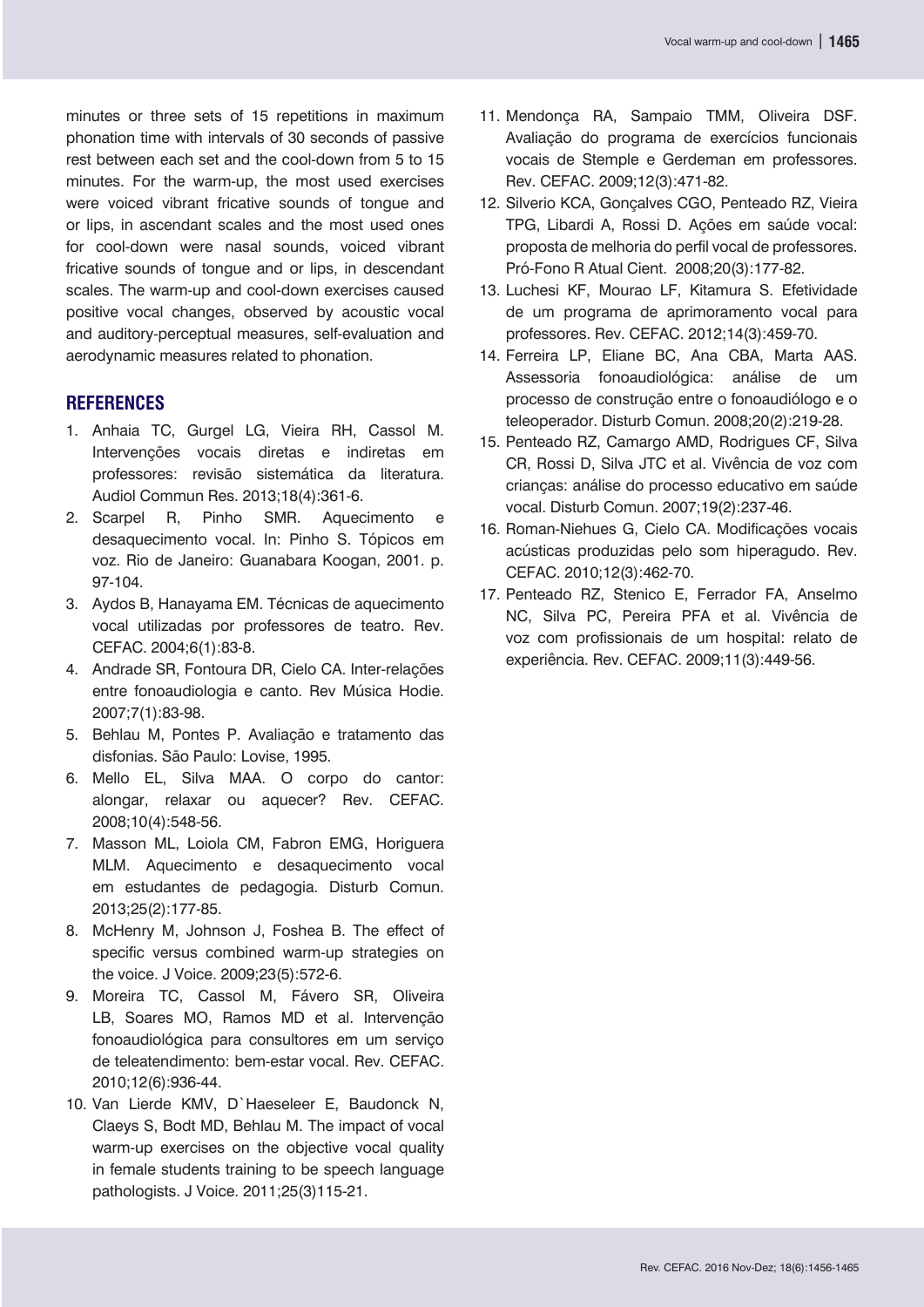minutes or three sets of 15 repetitions in maximum phonation time with intervals of 30 seconds of passive rest between each set and the cool-down from 5 to 15 minutes. For the warm-up, the most used exercises were voiced vibrant fricative sounds of tongue and or lips, in ascendant scales and the most used ones for cool-down were nasal sounds, voiced vibrant fricative sounds of tongue and or lips, in descendant scales. The warm-up and cool-down exercises caused positive vocal changes, observed by acoustic vocal and auditory-perceptual measures, self-evaluation and aerodynamic measures related to phonation.

## REFERENCES

1. Anhaia TC, Gurgel LG, Vieira RH, Cassol M. Intervenções vocais diretas e indiretas em professores: revisão sistemática da literatura. Audiol Commun Res. 2013;18(4):361-6.
2. Scarpel R, Pinho SMR. Aquecimento e desaquecimento vocal. In: Pinho S. Tópicos em voz. Rio de Janeiro: Guanabara Koogan, 2001. p. 97-104.
3. Aydos B, Hanayama EM. Técnicas de aquecimento vocal utilizadas por professores de teatro. Rev. CEFAC. 2004;6(1):83-8.
4. Andrade SR, Fontoura DR, Cielo CA. Inter-relações entre fonoaudiologia e canto. Rev Música Hodie. 2007;7(1):83-98.
5. Behlau M, Pontes P. Avaliação e tratamento das disfonias. São Paulo: Lovise, 1995.
6. Mello EL, Silva MAA. O corpo do cantor: alongar, relaxar ou aquecer? Rev. CEFAC. 2008;10(4):548-56.
7. Masson ML, Loiola CM, Fabron EMG, Horiguera MLM. Aquecimento e desaquecimento vocal em estudantes de pedagogia. Disturb Comun. 2013;25(2):177-85.
8. McHenry M, Johnson J, Foshea B. The effect of specific versus combined warm-up strategies on the voice. J Voice. 2009;23(5):572-6.
9. Moreira TC, Cassol M, Fávero SR, Oliveira LB, Soares MO, Ramos MD et al. Intervenção fonoaudiológica para consultores em um serviço de teleatendimento: bem-estar vocal. Rev. CEFAC. 2010;12(6):936-44.
10. Van Lierde KMV, D`Haeseleer E, Baudonck N, Claeys S, Bodt MD, Behlau M. The impact of vocal warm-up exercises on the objective vocal quality in female students training to be speech language pathologists. J Voice. 2011;25(3)115-21.
11. Mendonça RA, Sampaio TMM, Oliveira DSF. Avaliação do programa de exercícios funcionais vocais de Stemple e Gerdeman em professores. Rev. CEFAC. 2009;12(3):471-82.
12. Silverio KCA, Gonçalves CGO, Penteado RZ, Vieira TPG, Libardi A, Rossi D. Ações em saúde vocal: proposta de melhoria do perfil vocal de professores. Pró-Fono R Atual Cient. 2008;20(3):177-82.
13. Luchesi KF, Mourao LF, Kitamura S. Efetividade de um programa de aprimoramento vocal para professores. Rev. CEFAC. 2012;14(3):459-70.
14. Ferreira LP, Eliane BC, Ana CBA, Marta AAS. Assessoria fonoaudiológica: análise de um processo de construção entre o fonoaudiólogo e o teleoperador. Disturb Comun. 2008;20(2):219-28.
15. Penteado RZ, Camargo AMD, Rodrigues CF, Silva CR, Rossi D, Silva JTC et al. Vivência de voz com crianças: análise do processo educativo em saúde vocal. Disturb Comun. 2007;19(2):237-46.
16. Roman-Niehues G, Cielo CA. Modificações vocais acústicas produzidas pelo som hiperagudo. Rev. CEFAC. 2010;12(3):462-70.
17. Penteado RZ, Stenico E, Ferrador FA, Anselmo NC, Silva PC, Pereira PFA et al. Vivência de voz com profissionais de um hospital: relato de experiência. Rev. CEFAC. 2009;11(3):449-56.